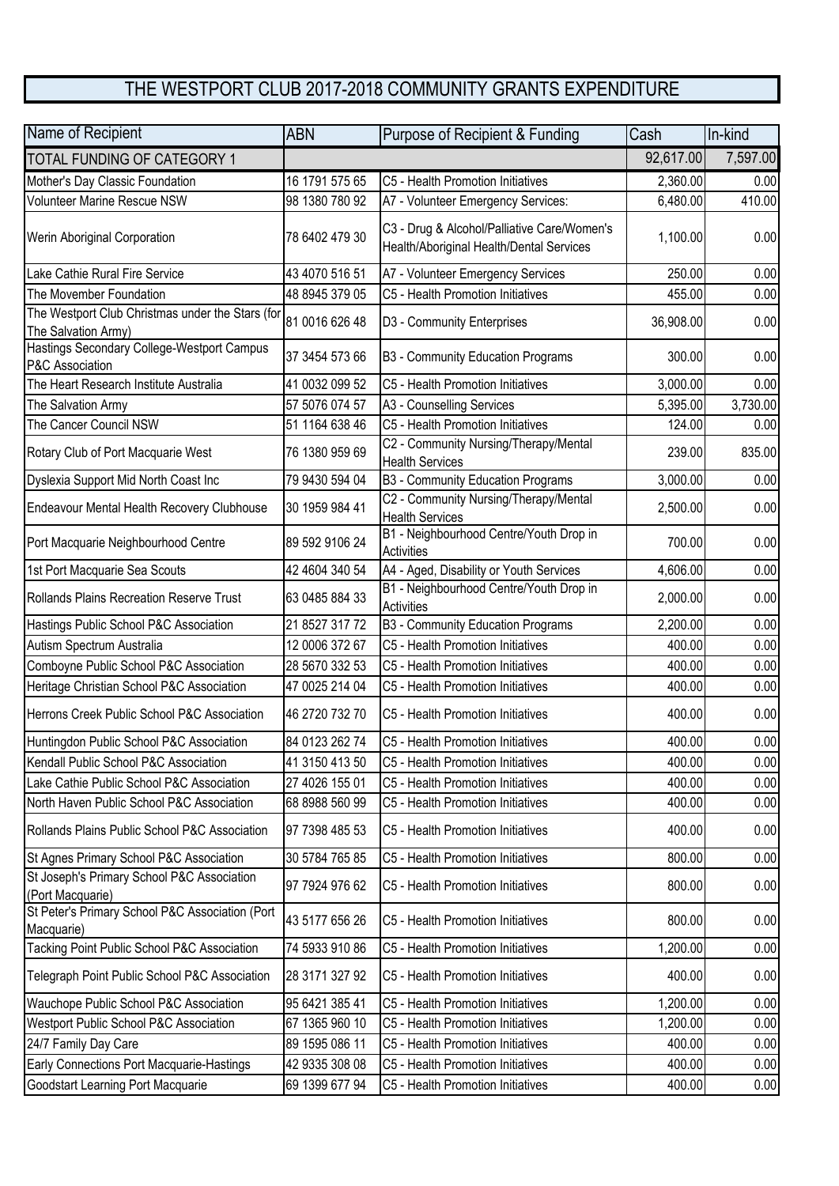# THE WESTPORT CLUB 2017-2018 COMMUNITY GRANTS EXPENDITURE

| Name of Recipient | ABN | Purpose of Recipient & Funding | Cash | In-kind |
|---|---|---|---|---|
| TOTAL FUNDING OF CATEGORY 1 | | | 92,617.00 | 7,597.00 |
| Mother's Day Classic Foundation | 16 1791 575 65 | C5 - Health Promotion Initiatives | 2,360.00 | 0.00 |
| Volunteer Marine Rescue NSW | 98 1380 780 92 | A7 - Volunteer Emergency Services: | 6,480.00 | 410.00 |
| Werin Aboriginal Corporation | 78 6402 479 30 | C3 - Drug & Alcohol/Palliative Care/Women's Health/Aboriginal Health/Dental Services | 1,100.00 | 0.00 |
| Lake Cathie Rural Fire Service | 43 4070 516 51 | A7 - Volunteer Emergency Services | 250.00 | 0.00 |
| The Movember Foundation | 48 8945 379 05 | C5 - Health Promotion Initiatives | 455.00 | 0.00 |
| The Westport Club Christmas under the Stars (for The Salvation Army) | 81 0016 626 48 | D3 - Community Enterprises | 36,908.00 | 0.00 |
| Hastings Secondary College-Westport Campus P&C Association | 37 3454 573 66 | B3 - Community Education Programs | 300.00 | 0.00 |
| The Heart Research Institute Australia | 41 0032 099 52 | C5 - Health Promotion Initiatives | 3,000.00 | 0.00 |
| The Salvation Army | 57 5076 074 57 | A3 - Counselling Services | 5,395.00 | 3,730.00 |
| The Cancer Council NSW | 51 1164 638 46 | C5 - Health Promotion Initiatives | 124.00 | 0.00 |
| Rotary Club of Port Macquarie West | 76 1380 959 69 | C2 - Community Nursing/Therapy/Mental Health Services | 239.00 | 835.00 |
| Dyslexia Support Mid North Coast Inc | 79 9430 594 04 | B3 - Community Education Programs | 3,000.00 | 0.00 |
| Endeavour Mental Health Recovery Clubhouse | 30 1959 984 41 | C2 - Community Nursing/Therapy/Mental Health Services | 2,500.00 | 0.00 |
| Port Macquarie Neighbourhood Centre | 89 592 9106 24 | B1 - Neighbourhood Centre/Youth Drop in Activities | 700.00 | 0.00 |
| 1st Port Macquarie Sea Scouts | 42 4604 340 54 | A4 - Aged, Disability or Youth Services | 4,606.00 | 0.00 |
| Rollands Plains Recreation Reserve Trust | 63 0485 884 33 | B1 - Neighbourhood Centre/Youth Drop in Activities | 2,000.00 | 0.00 |
| Hastings Public School P&C Association | 21 8527 317 72 | B3 - Community Education Programs | 2,200.00 | 0.00 |
| Autism Spectrum Australia | 12 0006 372 67 | C5 - Health Promotion Initiatives | 400.00 | 0.00 |
| Comboyne Public School P&C Association | 28 5670 332 53 | C5 - Health Promotion Initiatives | 400.00 | 0.00 |
| Heritage Christian School P&C Association | 47 0025 214 04 | C5 - Health Promotion Initiatives | 400.00 | 0.00 |
| Herrons Creek Public School P&C Association | 46 2720 732 70 | C5 - Health Promotion Initiatives | 400.00 | 0.00 |
| Huntingdon Public School P&C Association | 84 0123 262 74 | C5 - Health Promotion Initiatives | 400.00 | 0.00 |
| Kendall Public School P&C Association | 41 3150 413 50 | C5 - Health Promotion Initiatives | 400.00 | 0.00 |
| Lake Cathie Public School P&C Association | 27 4026 155 01 | C5 - Health Promotion Initiatives | 400.00 | 0.00 |
| North Haven Public School P&C Association | 68 8988 560 99 | C5 - Health Promotion Initiatives | 400.00 | 0.00 |
| Rollands Plains Public School P&C Association | 97 7398 485 53 | C5 - Health Promotion Initiatives | 400.00 | 0.00 |
| St Agnes Primary School P&C Association | 30 5784 765 85 | C5 - Health Promotion Initiatives | 800.00 | 0.00 |
| St Joseph's Primary School P&C Association (Port Macquarie) | 97 7924 976 62 | C5 - Health Promotion Initiatives | 800.00 | 0.00 |
| St Peter's Primary School P&C Association (Port Macquarie) | 43 5177 656 26 | C5 - Health Promotion Initiatives | 800.00 | 0.00 |
| Tacking Point Public School P&C Association | 74 5933 910 86 | C5 - Health Promotion Initiatives | 1,200.00 | 0.00 |
| Telegraph Point Public School P&C Association | 28 3171 327 92 | C5 - Health Promotion Initiatives | 400.00 | 0.00 |
| Wauchope Public School P&C Association | 95 6421 385 41 | C5 - Health Promotion Initiatives | 1,200.00 | 0.00 |
| Westport Public School P&C Association | 67 1365 960 10 | C5 - Health Promotion Initiatives | 1,200.00 | 0.00 |
| 24/7 Family Day Care | 89 1595 086 11 | C5 - Health Promotion Initiatives | 400.00 | 0.00 |
| Early Connections Port Macquarie-Hastings | 42 9335 308 08 | C5 - Health Promotion Initiatives | 400.00 | 0.00 |
| Goodstart Learning Port Macquarie | 69 1399 677 94 | C5 - Health Promotion Initiatives | 400.00 | 0.00 |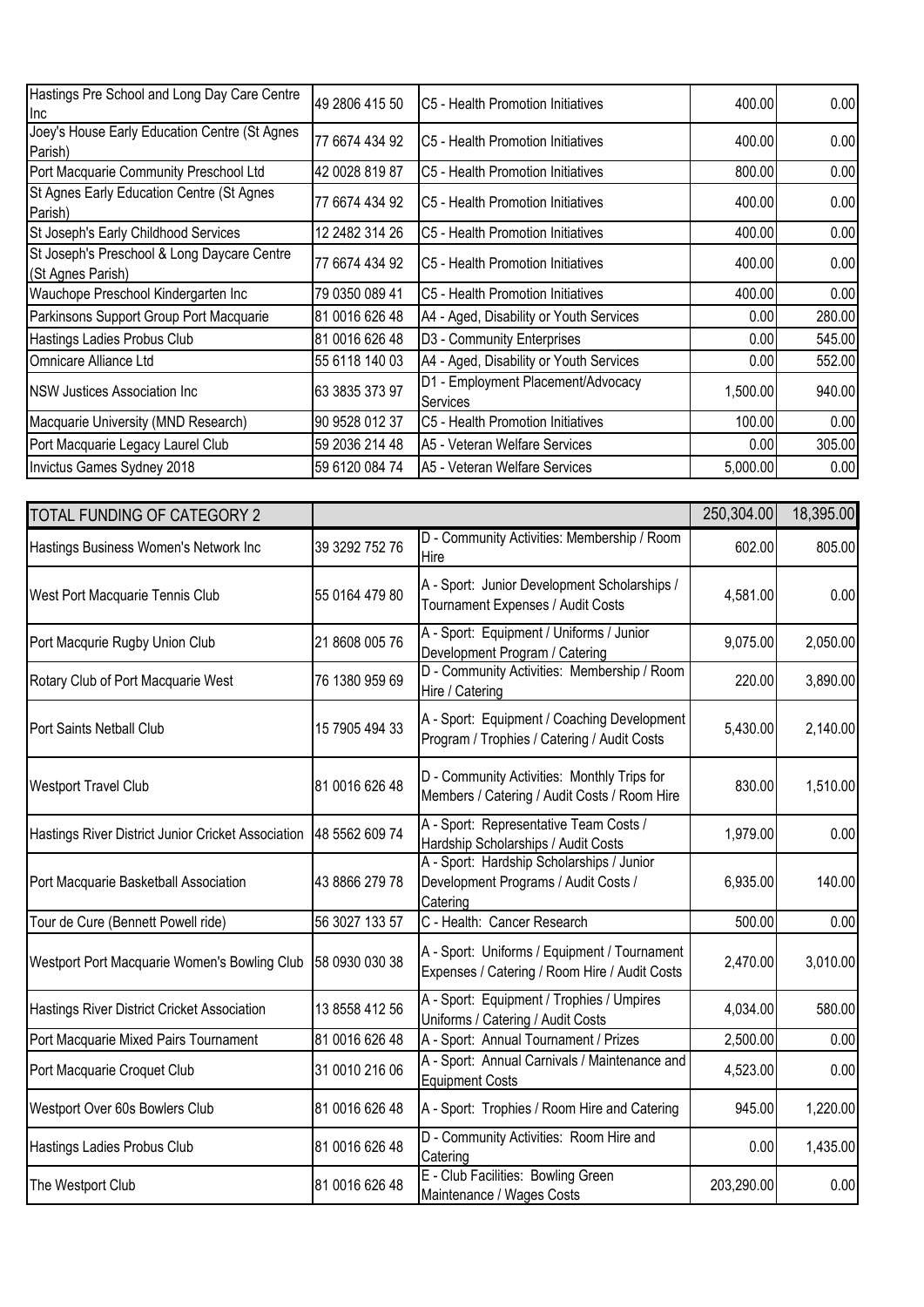| | | | | |
|---|---|---|---|---|
| Hastings Pre School and Long Day Care Centre Inc | 49 2806 415 50 | C5 - Health Promotion Initiatives | 400.00 | 0.00 |
| Joey's House Early Education Centre (St Agnes Parish) | 77 6674 434 92 | C5 - Health Promotion Initiatives | 400.00 | 0.00 |
| Port Macquarie Community Preschool Ltd | 42 0028 819 87 | C5 - Health Promotion Initiatives | 800.00 | 0.00 |
| St Agnes Early Education Centre (St Agnes Parish) | 77 6674 434 92 | C5 - Health Promotion Initiatives | 400.00 | 0.00 |
| St Joseph's Early Childhood Services | 12 2482 314 26 | C5 - Health Promotion Initiatives | 400.00 | 0.00 |
| St Joseph's Preschool & Long Daycare Centre (St Agnes Parish) | 77 6674 434 92 | C5 - Health Promotion Initiatives | 400.00 | 0.00 |
| Wauchope Preschool Kindergarten Inc | 79 0350 089 41 | C5 - Health Promotion Initiatives | 400.00 | 0.00 |
| Parkinsons Support Group Port Macquarie | 81 0016 626 48 | A4 - Aged, Disability or Youth Services | 0.00 | 280.00 |
| Hastings Ladies Probus Club | 81 0016 626 48 | D3 - Community Enterprises | 0.00 | 545.00 |
| Omnicare Alliance Ltd | 55 6118 140 03 | A4 - Aged, Disability or Youth Services | 0.00 | 552.00 |
| NSW Justices Association Inc | 63 3835 373 97 | D1 - Employment Placement/Advocacy Services | 1,500.00 | 940.00 |
| Macquarie University (MND Research) | 90 9528 012 37 | C5 - Health Promotion Initiatives | 100.00 | 0.00 |
| Port Macquarie Legacy Laurel Club | 59 2036 214 48 | A5 - Veteran Welfare Services | 0.00 | 305.00 |
| Invictus Games Sydney 2018 | 59 6120 084 74 | A5 - Veteran Welfare Services | 5,000.00 | 0.00 |

| TOTAL FUNDING OF CATEGORY 2 | | | 250,304.00 | 18,395.00 |
|---|---|---|---|---|
| Hastings Business Women's Network Inc | 39 3292 752 76 | D - Community Activities: Membership / Room Hire | 602.00 | 805.00 |
| West Port Macquarie Tennis Club | 55 0164 479 80 | A - Sport: Junior Development Scholarships / Tournament Expenses / Audit Costs | 4,581.00 | 0.00 |
| Port Macqurie Rugby Union Club | 21 8608 005 76 | A - Sport: Equipment / Uniforms / Junior Development Program / Catering | 9,075.00 | 2,050.00 |
| Rotary Club of Port Macquarie West | 76 1380 959 69 | D - Community Activities: Membership / Room Hire / Catering | 220.00 | 3,890.00 |
| Port Saints Netball Club | 15 7905 494 33 | A - Sport: Equipment / Coaching Development Program / Trophies / Catering / Audit Costs | 5,430.00 | 2,140.00 |
| Westport Travel Club | 81 0016 626 48 | D - Community Activities: Monthly Trips for Members / Catering / Audit Costs / Room Hire | 830.00 | 1,510.00 |
| Hastings River District Junior Cricket Association | 48 5562 609 74 | A - Sport: Representative Team Costs / Hardship Scholarships / Audit Costs | 1,979.00 | 0.00 |
| Port Macquarie Basketball Association | 43 8866 279 78 | A - Sport: Hardship Scholarships / Junior Development Programs / Audit Costs / Catering | 6,935.00 | 140.00 |
| Tour de Cure (Bennett Powell ride) | 56 3027 133 57 | C - Health: Cancer Research | 500.00 | 0.00 |
| Westport Port Macquarie Women's Bowling Club | 58 0930 030 38 | A - Sport: Uniforms / Equipment / Tournament Expenses / Catering / Room Hire / Audit Costs | 2,470.00 | 3,010.00 |
| Hastings River District Cricket Association | 13 8558 412 56 | A - Sport: Equipment / Trophies / Umpires Uniforms / Catering / Audit Costs | 4,034.00 | 580.00 |
| Port Macquarie Mixed Pairs Tournament | 81 0016 626 48 | A - Sport: Annual Tournament / Prizes | 2,500.00 | 0.00 |
| Port Macquarie Croquet Club | 31 0010 216 06 | A - Sport: Annual Carnivals / Maintenance and Equipment Costs | 4,523.00 | 0.00 |
| Westport Over 60s Bowlers Club | 81 0016 626 48 | A - Sport: Trophies / Room Hire and Catering | 945.00 | 1,220.00 |
| Hastings Ladies Probus Club | 81 0016 626 48 | D - Community Activities: Room Hire and Catering | 0.00 | 1,435.00 |
| The Westport Club | 81 0016 626 48 | E - Club Facilities: Bowling Green Maintenance / Wages Costs | 203,290.00 | 0.00 |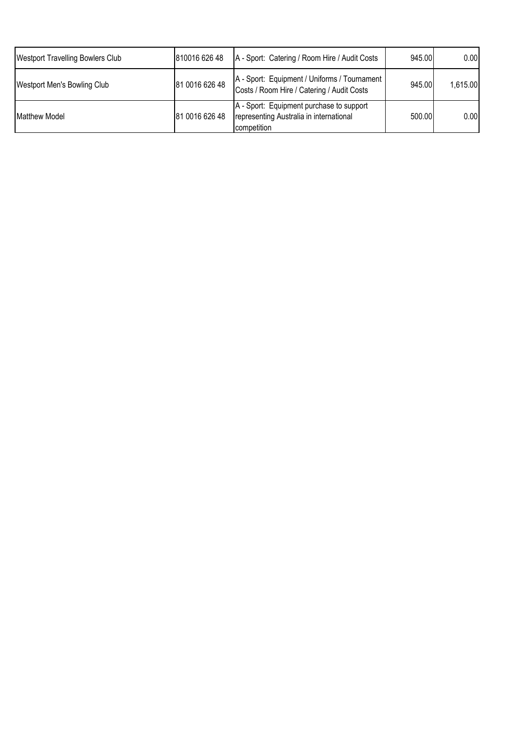| | | | | |
|---|---|---|---|---|
| Westport Travelling Bowlers Club | 810016 626 48 | A - Sport: Catering / Room Hire / Audit Costs | 945.00 | 0.00 |
| Westport Men's Bowling Club | 81 0016 626 48 | A - Sport: Equipment / Uniforms / Tournament Costs / Room Hire / Catering / Audit Costs | 945.00 | 1,615.00 |
| Matthew Model | 81 0016 626 48 | A - Sport: Equipment purchase to support representing Australia in international competition | 500.00 | 0.00 |